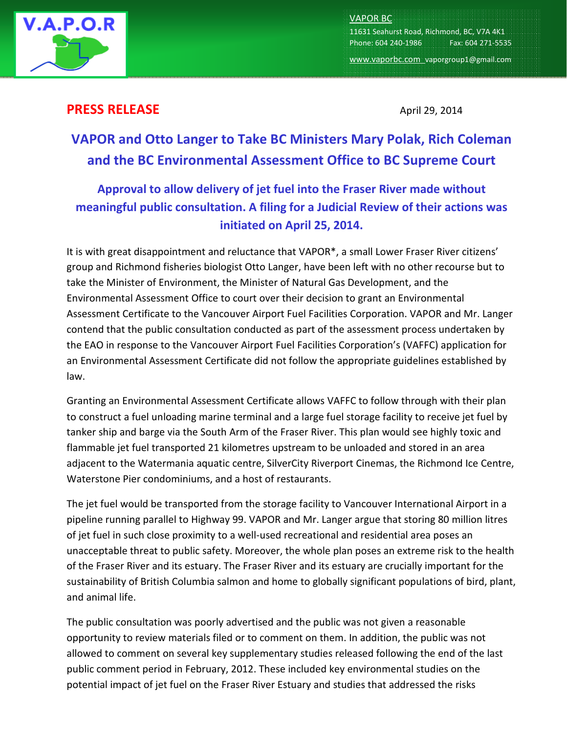V.A.P.O.R

VAPOR BC
11631 Seahurst Road, Richmond, BC, V7A 4K1
Phone: 604 240-1986 Fax: 604 271-5535
www.vaporbc.com vaporgroup1@gmail.com

**PRESS RELEASE** April 29, 2014

# VAPOR and Otto Langer to Take BC Ministers Mary Polak, Rich Coleman and the BC Environmental Assessment Office to BC Supreme Court

## Approval to allow delivery of jet fuel into the Fraser River made without meaningful public consultation. A filing for a Judicial Review of their actions was initiated on April 25, 2014.

It is with great disappointment and reluctance that VAPOR*, a small Lower Fraser River citizens' group and Richmond fisheries biologist Otto Langer, have been left with no other recourse but to take the Minister of Environment, the Minister of Natural Gas Development, and the Environmental Assessment Office to court over their decision to grant an Environmental Assessment Certificate to the Vancouver Airport Fuel Facilities Corporation. VAPOR and Mr. Langer contend that the public consultation conducted as part of the assessment process undertaken by the EAO in response to the Vancouver Airport Fuel Facilities Corporation's (VAFFC) application for an Environmental Assessment Certificate did not follow the appropriate guidelines established by law.

Granting an Environmental Assessment Certificate allows VAFFC to follow through with their plan to construct a fuel unloading marine terminal and a large fuel storage facility to receive jet fuel by tanker ship and barge via the South Arm of the Fraser River. This plan would see highly toxic and flammable jet fuel transported 21 kilometres upstream to be unloaded and stored in an area adjacent to the Watermania aquatic centre, SilverCity Riverport Cinemas, the Richmond Ice Centre, Waterstone Pier condominiums, and a host of restaurants.

The jet fuel would be transported from the storage facility to Vancouver International Airport in a pipeline running parallel to Highway 99. VAPOR and Mr. Langer argue that storing 80 million litres of jet fuel in such close proximity to a well-used recreational and residential area poses an unacceptable threat to public safety. Moreover, the whole plan poses an extreme risk to the health of the Fraser River and its estuary. The Fraser River and its estuary are crucially important for the sustainability of British Columbia salmon and home to globally significant populations of bird, plant, and animal life.

The public consultation was poorly advertised and the public was not given a reasonable opportunity to review materials filed or to comment on them. In addition, the public was not allowed to comment on several key supplementary studies released following the end of the last public comment period in February, 2012. These included key environmental studies on the potential impact of jet fuel on the Fraser River Estuary and studies that addressed the risks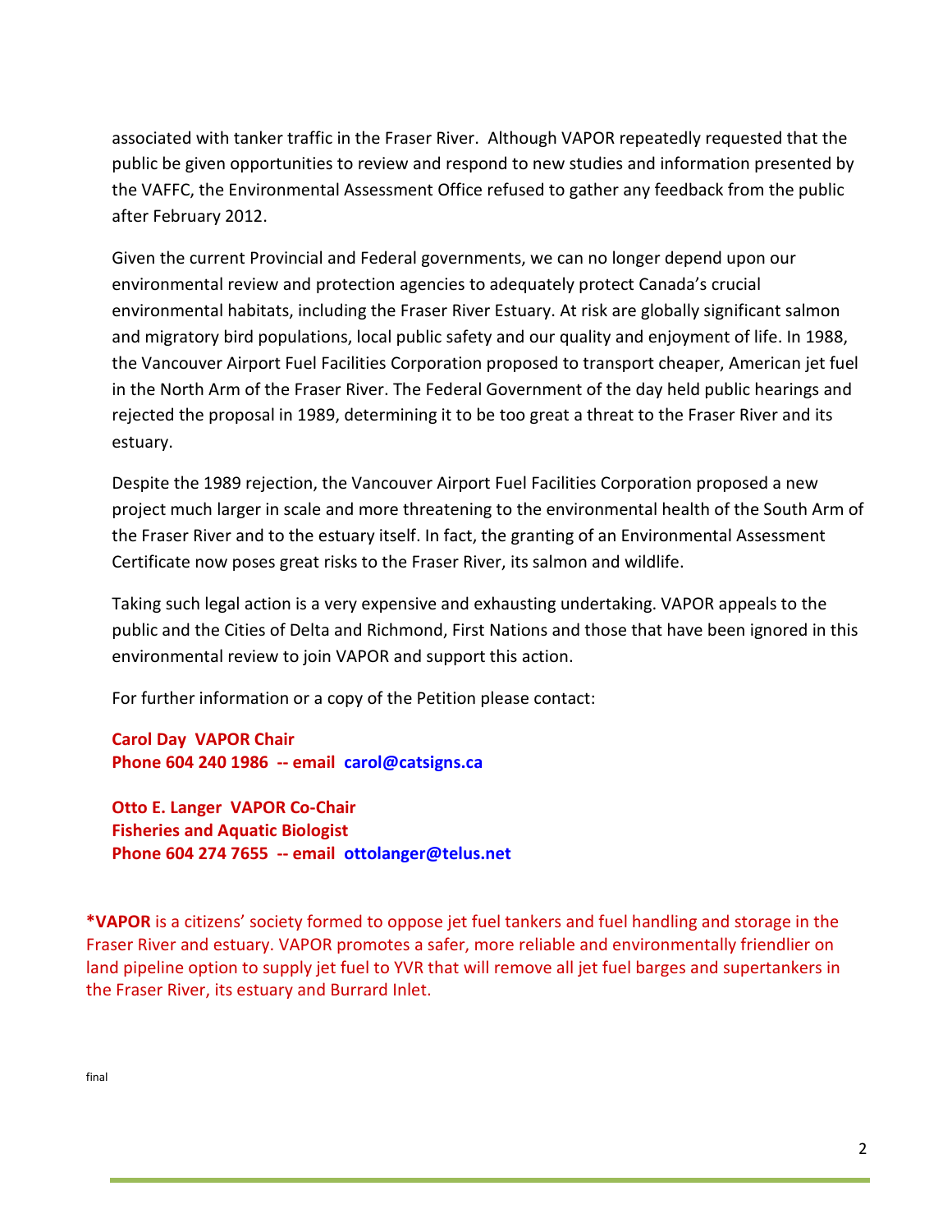associated with tanker traffic in the Fraser River. Although VAPOR repeatedly requested that the public be given opportunities to review and respond to new studies and information presented by the VAFFC, the Environmental Assessment Office refused to gather any feedback from the public after February 2012.

Given the current Provincial and Federal governments, we can no longer depend upon our environmental review and protection agencies to adequately protect Canada's crucial environmental habitats, including the Fraser River Estuary. At risk are globally significant salmon and migratory bird populations, local public safety and our quality and enjoyment of life. In 1988, the Vancouver Airport Fuel Facilities Corporation proposed to transport cheaper, American jet fuel in the North Arm of the Fraser River. The Federal Government of the day held public hearings and rejected the proposal in 1989, determining it to be too great a threat to the Fraser River and its estuary.

Despite the 1989 rejection, the Vancouver Airport Fuel Facilities Corporation proposed a new project much larger in scale and more threatening to the environmental health of the South Arm of the Fraser River and to the estuary itself. In fact, the granting of an Environmental Assessment Certificate now poses great risks to the Fraser River, its salmon and wildlife.

Taking such legal action is a very expensive and exhausting undertaking. VAPOR appeals to the public and the Cities of Delta and Richmond, First Nations and those that have been ignored in this environmental review to join VAPOR and support this action.

For further information or a copy of the Petition please contact:

**Carol Day VAPOR Chair**
**Phone 604 240 1986 -- email carol@catsigns.ca**

**Otto E. Langer VAPOR Co-Chair**
**Fisheries and Aquatic Biologist**
**Phone 604 274 7655 -- email ottolanger@telus.net**

**\*VAPOR** is a citizens' society formed to oppose jet fuel tankers and fuel handling and storage in the Fraser River and estuary. VAPOR promotes a safer, more reliable and environmentally friendlier on land pipeline option to supply jet fuel to YVR that will remove all jet fuel barges and supertankers in the Fraser River, its estuary and Burrard Inlet.

final